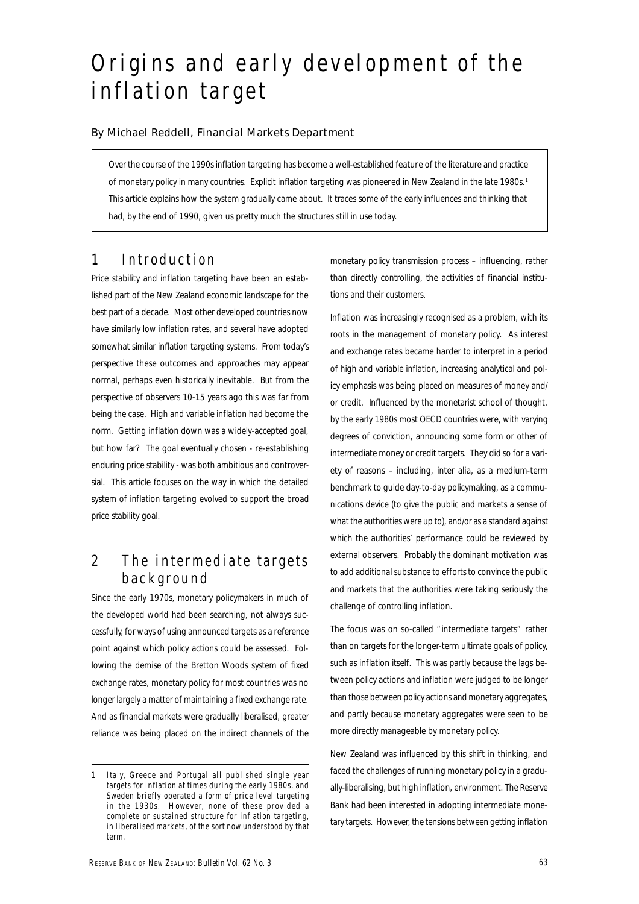// Origins and early development of the inflation target

# Origins and early development of the inflation target

By Michael Reddell, Financial Markets Department

> Over the course of the 1990s inflation targeting has become a well-established feature of the literature and practice of monetary policy in many countries. Explicit inflation targeting was pioneered in New Zealand in the late 1980s.[1] This article explains how the system gradually came about. It traces some of the early influences and thinking that had, by the end of 1990, given us pretty much the structures still in use today.

## 1 Introduction

Price stability and inflation targeting have been an established part of the New Zealand economic landscape for the best part of a decade. Most other developed countries now have similarly low inflation rates, and several have adopted somewhat similar inflation targeting systems. From today's perspective these outcomes and approaches may appear normal, perhaps even historically inevitable. But from the perspective of observers 10-15 years ago this was far from being the case. High and variable inflation had become the norm. Getting inflation down was a widely-accepted goal, but how far? The goal eventually chosen - re-establishing enduring price stability - was both ambitious and controversial. This article focuses on the way in which the detailed system of inflation targeting evolved to support the broad price stability goal.

## 2 The intermediate targets background

Since the early 1970s, monetary policymakers in much of the developed world had been searching, not always successfully, for ways of using announced targets as a reference point against which policy actions could be assessed. Following the demise of the Bretton Woods system of fixed exchange rates, monetary policy for most countries was no longer largely a matter of maintaining a fixed exchange rate. And as financial markets were gradually liberalised, greater reliance was being placed on the indirect channels of the monetary policy transmission process – influencing, rather than directly controlling, the activities of financial institutions and their customers.

Inflation was increasingly recognised as a problem, with its roots in the management of monetary policy. As interest and exchange rates became harder to interpret in a period of high and variable inflation, increasing analytical and policy emphasis was being placed on measures of money and/or credit. Influenced by the monetarist school of thought, by the early 1980s most OECD countries were, with varying degrees of conviction, announcing some form or other of intermediate money or credit targets. They did so for a variety of reasons – including, inter alia, as a medium-term benchmark to guide day-to-day policymaking, as a communications device (to give the public and markets a sense of what the authorities were up to), and/or as a standard against which the authorities' performance could be reviewed by external observers. Probably the dominant motivation was to add additional substance to efforts to convince the public and markets that the authorities were taking seriously the challenge of controlling inflation.

The focus was on so-called "intermediate targets" rather than on targets for the longer-term ultimate goals of policy, such as inflation itself. This was partly because the lags between policy actions and inflation were judged to be longer than those between policy actions and monetary aggregates, and partly because monetary aggregates were seen to be more directly manageable by monetary policy.

New Zealand was influenced by this shift in thinking, and faced the challenges of running monetary policy in a gradually-liberalising, but high inflation, environment. The Reserve Bank had been interested in adopting intermediate monetary targets. However, the tensions between getting inflation

---

1 Italy, Greece and Portugal all published single year targets for inflation at times during the early 1980s, and Sweden briefly operated a form of price level targeting in the 1930s. However, none of these provided a complete or sustained structure for inflation targeting, in liberalised markets, of the sort now understood by that term.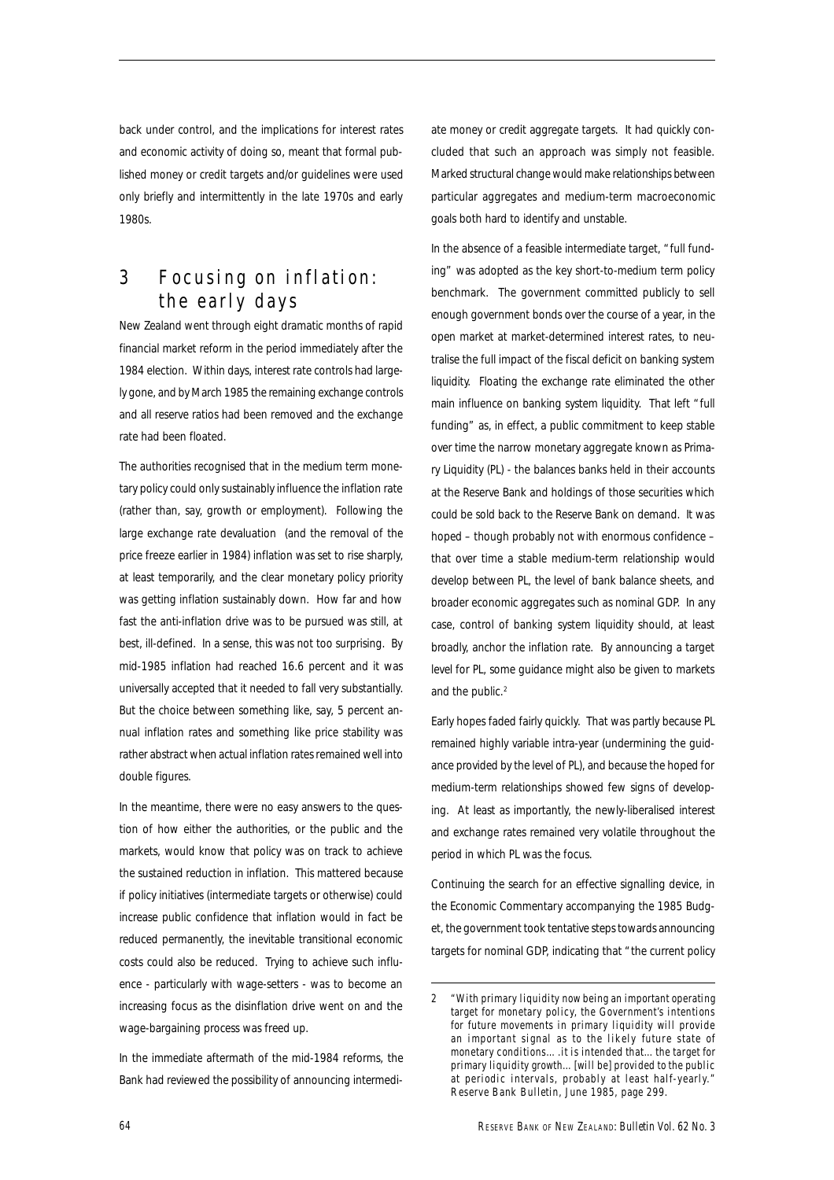back under control, and the implications for interest rates and economic activity of doing so, meant that formal published money or credit targets and/or guidelines were used only briefly and intermittently in the late 1970s and early 1980s.

## 3 Focusing on inflation: the early days

New Zealand went through eight dramatic months of rapid financial market reform in the period immediately after the 1984 election. Within days, interest rate controls had largely gone, and by March 1985 the remaining exchange controls and all reserve ratios had been removed and the exchange rate had been floated.

The authorities recognised that in the medium term monetary policy could only sustainably influence the inflation rate (rather than, say, growth or employment). Following the large exchange rate devaluation (and the removal of the price freeze earlier in 1984) inflation was set to rise sharply, at least temporarily, and the clear monetary policy priority was getting inflation sustainably down. How far and how fast the anti-inflation drive was to be pursued was still, at best, ill-defined. In a sense, this was not too surprising. By mid-1985 inflation had reached 16.6 percent and it was universally accepted that it needed to fall very substantially. But the choice between something like, say, 5 percent annual inflation rates and something like price stability was rather abstract when actual inflation rates remained well into double figures.

In the meantime, there were no easy answers to the question of how either the authorities, or the public and the markets, would know that policy was on track to achieve the sustained reduction in inflation. This mattered because if policy initiatives (intermediate targets or otherwise) could increase public confidence that inflation would in fact be reduced permanently, the inevitable transitional economic costs could also be reduced. Trying to achieve such influence - particularly with wage-setters - was to become an increasing focus as the disinflation drive went on and the wage-bargaining process was freed up.

In the immediate aftermath of the mid-1984 reforms, the Bank had reviewed the possibility of announcing intermediate money or credit aggregate targets. It had quickly concluded that such an approach was simply not feasible. Marked structural change would make relationships between particular aggregates and medium-term macroeconomic goals both hard to identify and unstable.

In the absence of a feasible intermediate target, "full funding" was adopted as the key short-to-medium term policy benchmark. The government committed publicly to sell enough government bonds over the course of a year, in the open market at market-determined interest rates, to neutralise the full impact of the fiscal deficit on banking system liquidity. Floating the exchange rate eliminated the other main influence on banking system liquidity. That left "full funding" as, in effect, a public commitment to keep stable over time the narrow monetary aggregate known as Primary Liquidity (PL) - the balances banks held in their accounts at the Reserve Bank and holdings of those securities which could be sold back to the Reserve Bank on demand. It was hoped – though probably not with enormous confidence – that over time a stable medium-term relationship would develop between PL, the level of bank balance sheets, and broader economic aggregates such as nominal GDP. In any case, control of banking system liquidity should, at least broadly, anchor the inflation rate. By announcing a target level for PL, some guidance might also be given to markets and the public.[2]

Early hopes faded fairly quickly. That was partly because PL remained highly variable intra-year (undermining the guidance provided by the level of PL), and because the hoped for medium-term relationships showed few signs of developing. At least as importantly, the newly-liberalised interest and exchange rates remained very volatile throughout the period in which PL was the focus.

Continuing the search for an effective signalling device, in the Economic Commentary accompanying the 1985 Budget, the government took tentative steps towards announcing targets for nominal GDP, indicating that "the current policy

---

[2] "With primary liquidity now being an important operating target for monetary policy, the Government's intentions for future movements in primary liquidity will provide an important signal as to the likely future state of monetary conditions… .it is intended that… the target for primary liquidity growth… [will be] provided to the public at periodic intervals, probably at least half-yearly." *Reserve Bank Bulletin*, June 1985, page 299.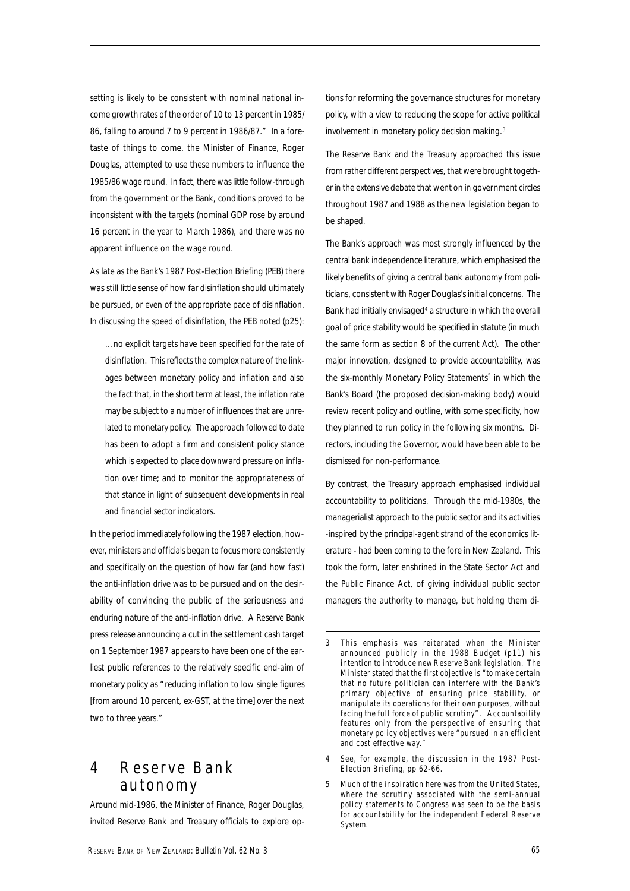setting is likely to be consistent with nominal national income growth rates of the order of 10 to 13 percent in 1985/86, falling to around 7 to 9 percent in 1986/87." In a foretaste of things to come, the Minister of Finance, Roger Douglas, attempted to use these numbers to influence the 1985/86 wage round. In fact, there was little follow-through from the government or the Bank, conditions proved to be inconsistent with the targets (nominal GDP rose by around 16 percent in the year to March 1986), and there was no apparent influence on the wage round.

As late as the Bank's 1987 Post-Election Briefing (PEB) there was still little sense of how far disinflation should ultimately be pursued, or even of the appropriate pace of disinflation. In discussing the speed of disinflation, the PEB noted (p25):

> …no explicit targets have been specified for the rate of disinflation. This reflects the complex nature of the linkages between monetary policy and inflation and also the fact that, in the short term at least, the inflation rate may be subject to a number of influences that are unrelated to monetary policy. The approach followed to date has been to adopt a firm and consistent policy stance which is expected to place downward pressure on inflation over time; and to monitor the appropriateness of that stance in light of subsequent developments in real and financial sector indicators.

In the period immediately following the 1987 election, however, ministers and officials began to focus more consistently and specifically on the question of how far (and how fast) the anti-inflation drive was to be pursued and on the desirability of convincing the public of the seriousness and enduring nature of the anti-inflation drive. A Reserve Bank press release announcing a cut in the settlement cash target on 1 September 1987 appears to have been one of the earliest public references to the relatively specific end-aim of monetary policy as "reducing inflation to low single figures [from around 10 percent, ex-GST, at the time] over the next two to three years."

# 4 Reserve Bank autonomy

Around mid-1986, the Minister of Finance, Roger Douglas, invited Reserve Bank and Treasury officials to explore options for reforming the governance structures for monetary policy, with a view to reducing the scope for active political involvement in monetary policy decision making.[3]

The Reserve Bank and the Treasury approached this issue from rather different perspectives, that were brought together in the extensive debate that went on in government circles throughout 1987 and 1988 as the new legislation began to be shaped.

The Bank's approach was most strongly influenced by the central bank independence literature, which emphasised the likely benefits of giving a central bank autonomy from politicians, consistent with Roger Douglas's initial concerns. The Bank had initially envisaged[4] a structure in which the overall goal of price stability would be specified in statute (in much the same form as section 8 of the current Act). The other major innovation, designed to provide accountability, was the six-monthly Monetary Policy Statements[5] in which the Bank's Board (the proposed decision-making body) would review recent policy and outline, with some specificity, how they planned to run policy in the following six months. Directors, including the Governor, would have been able to be dismissed for non-performance.

By contrast, the Treasury approach emphasised individual accountability to politicians. Through the mid-1980s, the managerialist approach to the public sector and its activities -inspired by the principal-agent strand of the economics literature - had been coming to the fore in New Zealand. This took the form, later enshrined in the State Sector Act and the Public Finance Act, of giving individual public sector managers the authority to manage, but holding them di-

---

3 This emphasis was reiterated when the Minister announced publicly in the 1988 Budget (p11) his intention to introduce new Reserve Bank legislation. The Minister stated that the first objective is "to make certain that no future politician can interfere with the Bank's primary objective of ensuring price stability, or manipulate its operations for their own purposes, without facing the full force of public scrutiny". Accountability features only from the perspective of ensuring that monetary policy objectives were "pursued in an efficient and cost effective way."

4 See, for example, the discussion in the 1987 Post-Election Briefing, pp 62-66.

5 Much of the inspiration here was from the United States, where the scrutiny associated with the semi-annual policy statements to Congress was seen to be the basis for accountability for the independent Federal Reserve System.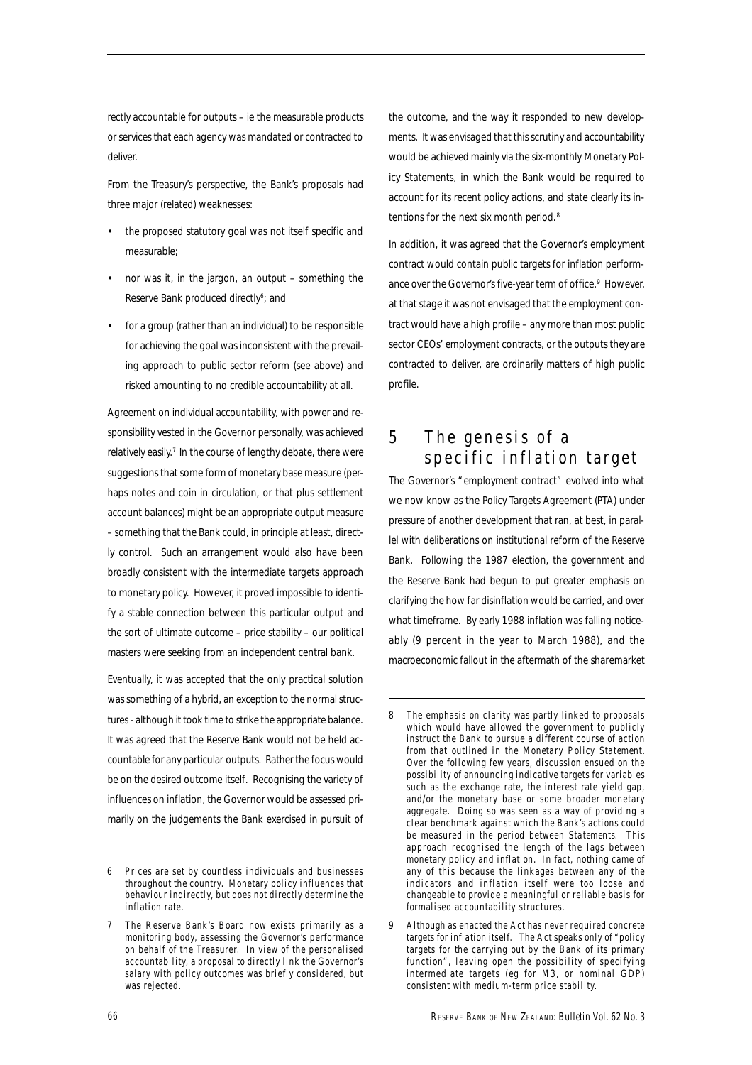rectly accountable for outputs – ie the measurable products or services that each agency was mandated or contracted to deliver.

From the Treasury's perspective, the Bank's proposals had three major (related) weaknesses:

- the proposed statutory goal was not itself specific and measurable;
- nor was it, in the jargon, an output – something the Reserve Bank produced directly[6]; and
- for a group (rather than an individual) to be responsible for achieving the goal was inconsistent with the prevailing approach to public sector reform (see above) and risked amounting to no credible accountability at all.

Agreement on individual accountability, with power and responsibility vested in the Governor personally, was achieved relatively easily.[7] In the course of lengthy debate, there were suggestions that some form of monetary base measure (perhaps notes and coin in circulation, or that plus settlement account balances) might be an appropriate output measure – something that the Bank could, in principle at least, directly control. Such an arrangement would also have been broadly consistent with the intermediate targets approach to monetary policy. However, it proved impossible to identify a stable connection between this particular output and the sort of ultimate outcome – price stability – our political masters were seeking from an independent central bank.

Eventually, it was accepted that the only practical solution was something of a hybrid, an exception to the normal structures - although it took time to strike the appropriate balance. It was agreed that the Reserve Bank would not be held accountable for any particular outputs. Rather the focus would be on the desired outcome itself. Recognising the variety of influences on inflation, the Governor would be assessed primarily on the judgements the Bank exercised in pursuit of the outcome, and the way it responded to new developments. It was envisaged that this scrutiny and accountability would be achieved mainly via the six-monthly Monetary Policy Statements, in which the Bank would be required to account for its recent policy actions, and state clearly its intentions for the next six month period.[8]

In addition, it was agreed that the Governor's employment contract would contain public targets for inflation performance over the Governor's five-year term of office.[9] However, at that stage it was not envisaged that the employment contract would have a high profile – any more than most public sector CEOs' employment contracts, or the outputs they are contracted to deliver, are ordinarily matters of high public profile.

## 5 The genesis of a specific inflation target

The Governor's "employment contract" evolved into what we now know as the Policy Targets Agreement (PTA) under pressure of another development that ran, at best, in parallel with deliberations on institutional reform of the Reserve Bank. Following the 1987 election, the government and the Reserve Bank had begun to put greater emphasis on clarifying the how far disinflation would be carried, and over what timeframe. By early 1988 inflation was falling noticeably (9 percent in the year to March 1988), and the macroeconomic fallout in the aftermath of the sharemarket

---

6 Prices are set by countless individuals and businesses throughout the country. Monetary policy influences that behaviour indirectly, but does not directly determine the inflation rate.

7 The Reserve Bank's Board now exists primarily as a monitoring body, assessing the Governor's performance on behalf of the Treasurer. In view of the personalised accountability, a proposal to directly link the Governor's salary with policy outcomes was briefly considered, but was rejected.

8 The emphasis on clarity was partly linked to proposals which would have allowed the government to publicly instruct the Bank to pursue a different course of action from that outlined in the *Monetary Policy Statement*. Over the following few years, discussion ensued on the possibility of announcing indicative targets for variables such as the exchange rate, the interest rate yield gap, and/or the monetary base or some broader monetary aggregate. Doing so was seen as a way of providing a clear benchmark against which the Bank's actions could be measured in the period between *Statements*. This approach recognised the length of the lags between monetary policy and inflation. In fact, nothing came of any of this because the linkages between any of the indicators and inflation itself were too loose and changeable to provide a meaningful or reliable basis for formalised accountability structures.

9 Although as enacted the Act has never required concrete targets for inflation itself. The Act speaks only of "policy targets for the carrying out by the Bank of its primary function", leaving open the possibility of specifying intermediate targets (eg for M3, or nominal GDP) consistent with medium-term price stability.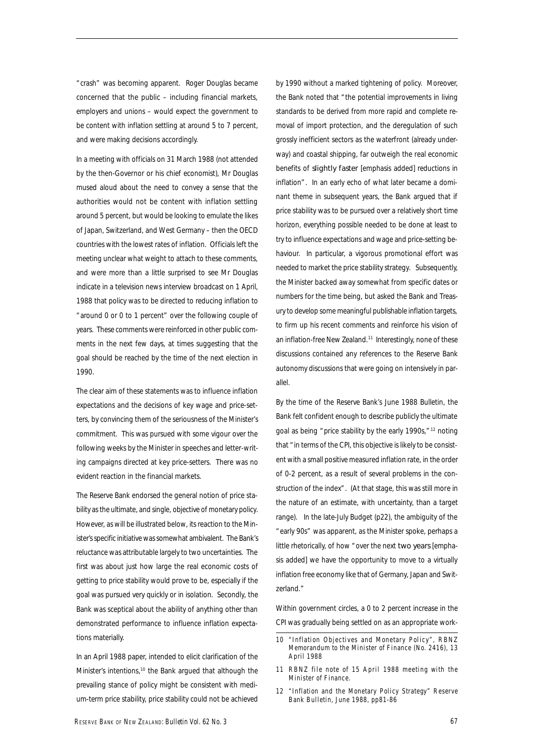"crash" was becoming apparent. Roger Douglas became concerned that the public – including financial markets, employers and unions – would expect the government to be content with inflation settling at around 5 to 7 percent, and were making decisions accordingly.

In a meeting with officials on 31 March 1988 (not attended by the then-Governor or his chief economist), Mr Douglas mused aloud about the need to convey a sense that the authorities would not be content with inflation settling around 5 percent, but would be looking to emulate the likes of Japan, Switzerland, and West Germany – then the OECD countries with the lowest rates of inflation. Officials left the meeting unclear what weight to attach to these comments, and were more than a little surprised to see Mr Douglas indicate in a television news interview broadcast on 1 April, 1988 that policy was to be directed to reducing inflation to "around 0 or 0 to 1 percent" over the following couple of years. These comments were reinforced in other public comments in the next few days, at times suggesting that the goal should be reached by the time of the next election in 1990.

The clear aim of these statements was to influence inflation expectations and the decisions of key wage and price-setters, by convincing them of the seriousness of the Minister's commitment. This was pursued with some vigour over the following weeks by the Minister in speeches and letter-writing campaigns directed at key price-setters. There was no evident reaction in the financial markets.

The Reserve Bank endorsed the general notion of price stability as the ultimate, and single, objective of monetary policy. However, as will be illustrated below, its reaction to the Minister's specific initiative was somewhat ambivalent. The Bank's reluctance was attributable largely to two uncertainties. The first was about just how large the real economic costs of getting to price stability would prove to be, especially if the goal was pursued very quickly or in isolation. Secondly, the Bank was sceptical about the ability of anything other than demonstrated performance to influence inflation expectations materially.

In an April 1988 paper, intended to elicit clarification of the Minister's intentions,[10] the Bank argued that although the prevailing stance of policy might be consistent with medium-term price stability, price stability could not be achieved by 1990 without a marked tightening of policy. Moreover, the Bank noted that "the potential improvements in living standards to be derived from more rapid and complete removal of import protection, and the deregulation of such grossly inefficient sectors as the waterfront (already underway) and coastal shipping, far outweigh the real economic benefits of *slightly faster* [emphasis added] reductions in inflation". In an early echo of what later became a dominant theme in subsequent years, the Bank argued that if price stability was to be pursued over a relatively short time horizon, everything possible needed to be done at least to try to influence expectations and wage and price-setting behaviour. In particular, a vigorous promotional effort was needed to market the price stability strategy. Subsequently, the Minister backed away somewhat from specific dates or numbers for the time being, but asked the Bank and Treasury to develop some meaningful publishable inflation targets, to firm up his recent comments and reinforce his vision of an inflation-free New Zealand.[11] Interestingly, none of these discussions contained any references to the Reserve Bank autonomy discussions that were going on intensively in parallel.

By the time of the Reserve Bank's June 1988 Bulletin, the Bank felt confident enough to describe publicly the ultimate goal as being "price stability by the early 1990s,"[12] noting that "in terms of the CPI, this objective is likely to be consistent with a small positive measured inflation rate, in the order of 0-2 percent, as a result of several problems in the construction of the index". (At that stage, this was still more in the nature of an estimate, with uncertainty, than a target range). In the late-July Budget (p22), the ambiguity of the "early 90s" was apparent, as the Minister spoke, perhaps a little rhetorically, of how "over the next *two years* [emphasis added] we have the opportunity to move to a virtually inflation free economy like that of Germany, Japan and Switzerland."

Within government circles, a 0 to 2 percent increase in the CPI was gradually being settled on as an appropriate work-

---

10 "Inflation Objectives and Monetary Policy", RBNZ Memorandum to the Minister of Finance (No. 2416), 13 April 1988

11 RBNZ file note of 15 April 1988 meeting with the Minister of Finance.

12 "Inflation and the Monetary Policy Strategy" Reserve Bank Bulletin, June 1988, pp81-86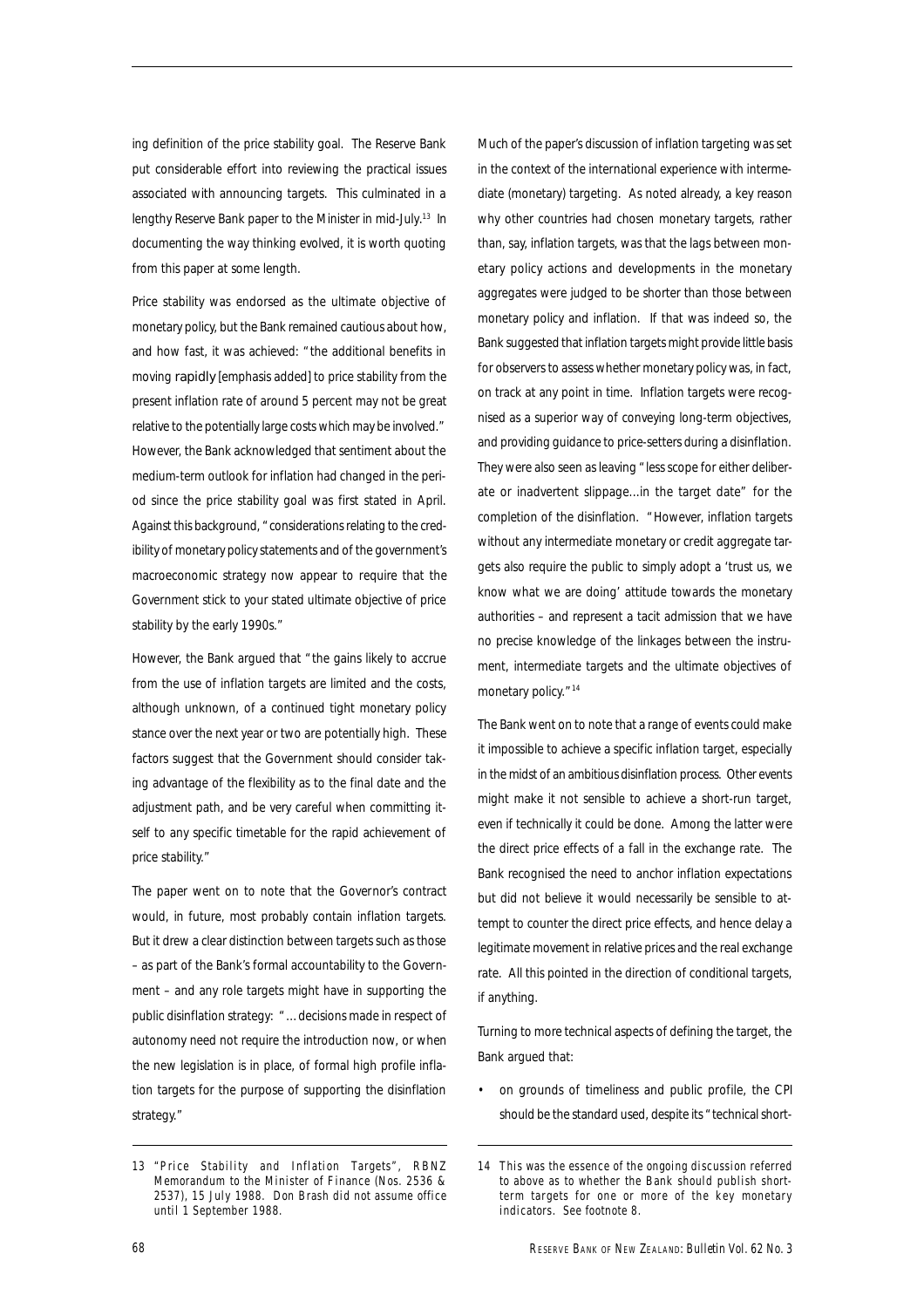ing definition of the price stability goal. The Reserve Bank put considerable effort into reviewing the practical issues associated with announcing targets. This culminated in a lengthy Reserve Bank paper to the Minister in mid-July.[13] In documenting the way thinking evolved, it is worth quoting from this paper at some length.

Price stability was endorsed as the ultimate objective of monetary policy, but the Bank remained cautious about how, and how fast, it was achieved: "the additional benefits in moving **rapidly** [emphasis added] to price stability from the present inflation rate of around 5 percent may not be great relative to the potentially large costs which may be involved." However, the Bank acknowledged that sentiment about the medium-term outlook for inflation had changed in the period since the price stability goal was first stated in April. Against this background, "considerations relating to the credibility of monetary policy statements and of the government's macroeconomic strategy now appear to require that the Government stick to your stated ultimate objective of price stability by the early 1990s."

However, the Bank argued that "the gains likely to accrue from the use of inflation targets are limited and the costs, although unknown, of a continued tight monetary policy stance over the next year or two are potentially high. These factors suggest that the Government should consider taking advantage of the flexibility as to the final date and the adjustment path, and be very careful when committing itself to any specific timetable for the rapid achievement of price stability."

The paper went on to note that the Governor's contract would, in future, most probably contain inflation targets. But it drew a clear distinction between targets such as those – as part of the Bank's formal accountability to the Government – and any role targets might have in supporting the public disinflation strategy: "…decisions made in respect of autonomy need not require the introduction now, or when the new legislation is in place, of formal high profile inflation targets for the purpose of supporting the disinflation strategy."

Much of the paper's discussion of inflation targeting was set in the context of the international experience with intermediate (monetary) targeting. As noted already, a key reason why other countries had chosen monetary targets, rather than, say, inflation targets, was that the lags between monetary policy actions and developments in the monetary aggregates were judged to be shorter than those between monetary policy and inflation. If that was indeed so, the Bank suggested that inflation targets might provide little basis for observers to assess whether monetary policy was, in fact, on track at any point in time. Inflation targets were recognised as a superior way of conveying long-term objectives, and providing guidance to price-setters during a disinflation. They were also seen as leaving "less scope for either deliberate or inadvertent slippage…in the target date" for the completion of the disinflation. "However, inflation targets without any intermediate monetary or credit aggregate targets also require the public to simply adopt a 'trust us, we know what we are doing' attitude towards the monetary authorities – and represent a tacit admission that we have no precise knowledge of the linkages between the instrument, intermediate targets and the ultimate objectives of monetary policy."[14]

The Bank went on to note that a range of events could make it impossible to achieve a specific inflation target, especially in the midst of an ambitious disinflation process. Other events might make it not sensible to achieve a short-run target, even if technically it could be done. Among the latter were the direct price effects of a fall in the exchange rate. The Bank recognised the need to anchor inflation expectations but did not believe it would necessarily be sensible to attempt to counter the direct price effects, and hence delay a legitimate movement in relative prices and the real exchange rate. All this pointed in the direction of conditional targets, if anything.

Turning to more technical aspects of defining the target, the Bank argued that:

- on grounds of timeliness and public profile, the CPI should be the standard used, despite its "technical short-

---

13 "Price Stability and Inflation Targets", RBNZ Memorandum to the Minister of Finance (Nos. 2536 & 2537), 15 July 1988. Don Brash did not assume office until 1 September 1988.

14 This was the essence of the ongoing discussion referred to above as to whether the Bank should publish short-term targets for one or more of the key monetary indicators. See footnote 8.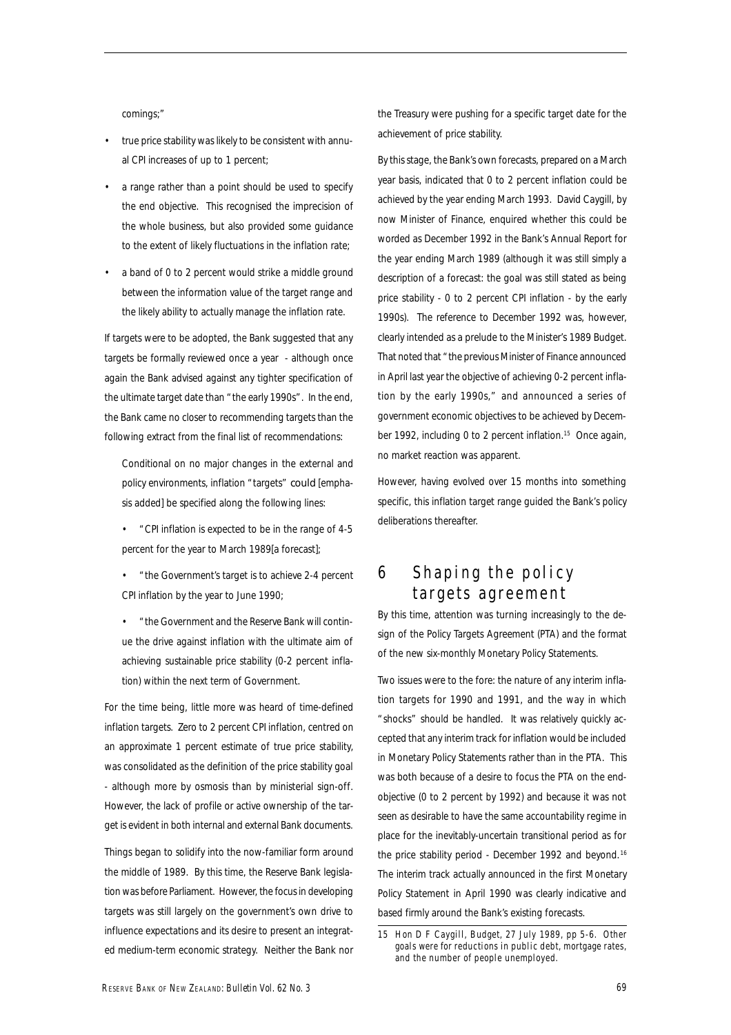comings;"

- true price stability was likely to be consistent with annual CPI increases of up to 1 percent;
- a range rather than a point should be used to specify the end objective. This recognised the imprecision of the whole business, but also provided some guidance to the extent of likely fluctuations in the inflation rate;
- a band of 0 to 2 percent would strike a middle ground between the information value of the target range and the likely ability to actually manage the inflation rate.

If targets were to be adopted, the Bank suggested that any targets be formally reviewed once a year - although once again the Bank advised against any tighter specification of the ultimate target date than "the early 1990s". In the end, the Bank came no closer to recommending targets than the following extract from the final list of recommendations:

> Conditional on no major changes in the external and policy environments, inflation "targets" *could* [emphasis added] be specified along the following lines:
>
> - "CPI inflation is expected to be in the range of 4-5 percent for the year to March 1989[a forecast];
> - "the Government's target is to achieve 2-4 percent CPI inflation by the year to June 1990;
> - "the Government and the Reserve Bank will continue the drive against inflation with the ultimate aim of achieving sustainable price stability (0-2 percent inflation) within the next term of Government.

For the time being, little more was heard of time-defined inflation targets. Zero to 2 percent CPI inflation, centred on an approximate 1 percent estimate of true price stability, was consolidated as the definition of the price stability goal - although more by osmosis than by ministerial sign-off. However, the lack of profile or active ownership of the target is evident in both internal and external Bank documents.

Things began to solidify into the now-familiar form around the middle of 1989. By this time, the Reserve Bank legislation was before Parliament. However, the focus in developing targets was still largely on the government's own drive to influence expectations and its desire to present an integrated medium-term economic strategy. Neither the Bank nor the Treasury were pushing for a specific target date for the achievement of price stability.

By this stage, the Bank's own forecasts, prepared on a March year basis, indicated that 0 to 2 percent inflation could be achieved by the year ending March 1993. David Caygill, by now Minister of Finance, enquired whether this could be worded as December 1992 in the Bank's Annual Report for the year ending March 1989 (although it was still simply a description of a forecast: the goal was still stated as being price stability - 0 to 2 percent CPI inflation - by the early 1990s). The reference to December 1992 was, however, clearly intended as a prelude to the Minister's 1989 Budget. That noted that "the previous Minister of Finance announced in April last year the objective of achieving 0-2 percent inflation by the early 1990s," and announced a series of government economic objectives to be achieved by December 1992, including 0 to 2 percent inflation.[15] Once again, no market reaction was apparent.

However, having evolved over 15 months into something specific, this inflation target range guided the Bank's policy deliberations thereafter.

## 6 Shaping the policy targets agreement

By this time, attention was turning increasingly to the design of the Policy Targets Agreement (PTA) and the format of the new six-monthly Monetary Policy Statements.

Two issues were to the fore: the nature of any interim inflation targets for 1990 and 1991, and the way in which "shocks" should be handled. It was relatively quickly accepted that any interim track for inflation would be included in Monetary Policy Statements rather than in the PTA. This was both because of a desire to focus the PTA on the end-objective (0 to 2 percent by 1992) and because it was not seen as desirable to have the same accountability regime in place for the inevitably-uncertain transitional period as for the price stability period - December 1992 and beyond.[16] The interim track actually announced in the first Monetary Policy Statement in April 1990 was clearly indicative and based firmly around the Bank's existing forecasts.

---

15 Hon D F Caygill, Budget, 27 July 1989, pp 5-6. Other goals were for reductions in public debt, mortgage rates, and the number of people unemployed.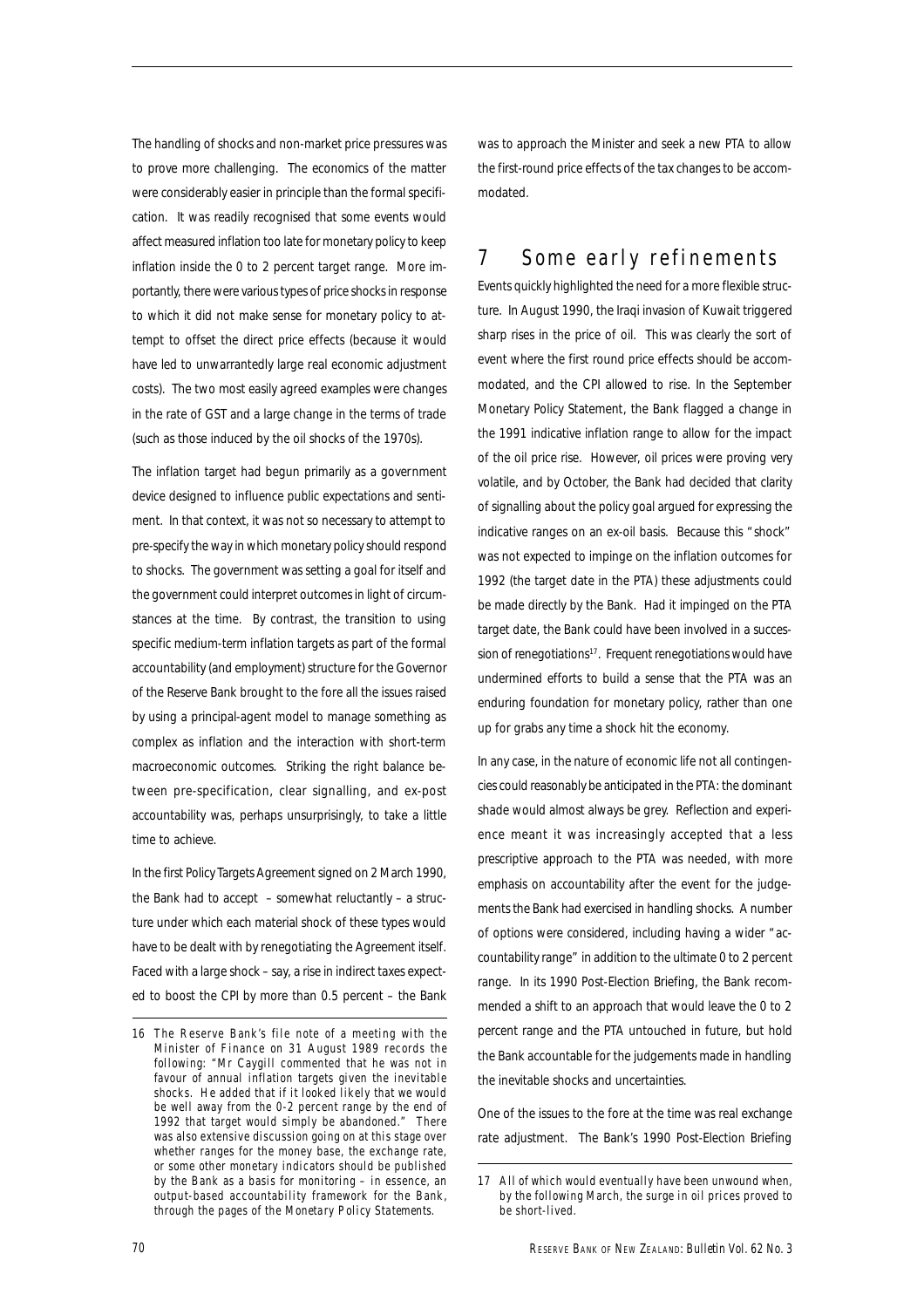The handling of shocks and non-market price pressures was to prove more challenging. The economics of the matter were considerably easier in principle than the formal specification. It was readily recognised that some events would affect measured inflation too late for monetary policy to keep inflation inside the 0 to 2 percent target range. More importantly, there were various types of price shocks in response to which it did not make sense for monetary policy to attempt to offset the direct price effects (because it would have led to unwarrantedly large real economic adjustment costs). The two most easily agreed examples were changes in the rate of GST and a large change in the terms of trade (such as those induced by the oil shocks of the 1970s).

The inflation target had begun primarily as a government device designed to influence public expectations and sentiment. In that context, it was not so necessary to attempt to pre-specify the way in which monetary policy should respond to shocks. The government was setting a goal for itself and the government could interpret outcomes in light of circumstances at the time. By contrast, the transition to using specific medium-term inflation targets as part of the formal accountability (and employment) structure for the Governor of the Reserve Bank brought to the fore all the issues raised by using a principal-agent model to manage something as complex as inflation and the interaction with short-term macroeconomic outcomes. Striking the right balance between pre-specification, clear signalling, and ex-post accountability was, perhaps unsurprisingly, to take a little time to achieve.

In the first Policy Targets Agreement signed on 2 March 1990, the Bank had to accept – somewhat reluctantly – a structure under which each material shock of these types would have to be dealt with by renegotiating the Agreement itself. Faced with a large shock – say, a rise in indirect taxes expected to boost the CPI by more than 0.5 percent – the Bank was to approach the Minister and seek a new PTA to allow the first-round price effects of the tax changes to be accommodated.

## 7 Some early refinements

Events quickly highlighted the need for a more flexible structure. In August 1990, the Iraqi invasion of Kuwait triggered sharp rises in the price of oil. This was clearly the sort of event where the first round price effects should be accommodated, and the CPI allowed to rise. In the September Monetary Policy Statement, the Bank flagged a change in the 1991 indicative inflation range to allow for the impact of the oil price rise. However, oil prices were proving very volatile, and by October, the Bank had decided that clarity of signalling about the policy goal argued for expressing the indicative ranges on an ex-oil basis. Because this "shock" was not expected to impinge on the inflation outcomes for 1992 (the target date in the PTA) these adjustments could be made directly by the Bank. Had it impinged on the PTA target date, the Bank could have been involved in a succession of renegotiations[17]. Frequent renegotiations would have undermined efforts to build a sense that the PTA was an enduring foundation for monetary policy, rather than one up for grabs any time a shock hit the economy.

In any case, in the nature of economic life not all contingencies could reasonably be anticipated in the PTA: the dominant shade would almost always be grey. Reflection and experience meant it was increasingly accepted that a less prescriptive approach to the PTA was needed, with more emphasis on accountability after the event for the judgements the Bank had exercised in handling shocks. A number of options were considered, including having a wider "accountability range" in addition to the ultimate 0 to 2 percent range. In its 1990 Post-Election Briefing, the Bank recommended a shift to an approach that would leave the 0 to 2 percent range and the PTA untouched in future, but hold the Bank accountable for the judgements made in handling the inevitable shocks and uncertainties.

One of the issues to the fore at the time was real exchange rate adjustment. The Bank's 1990 Post-Election Briefing

---

16 The Reserve Bank's file note of a meeting with the Minister of Finance on 31 August 1989 records the following: "Mr Caygill commented that he was not in favour of annual inflation targets given the inevitable shocks. He added that if it looked likely that we would be well away from the 0-2 percent range by the end of 1992 that target would simply be abandoned." There was also extensive discussion going on at this stage over whether ranges for the money base, the exchange rate, or some other monetary indicators should be published by the Bank as a basis for monitoring – in essence, an output-based accountability framework for the Bank, through the pages of the *Monetary Policy Statements*.

17 All of which would eventually have been unwound when, by the following March, the surge in oil prices proved to be short-lived.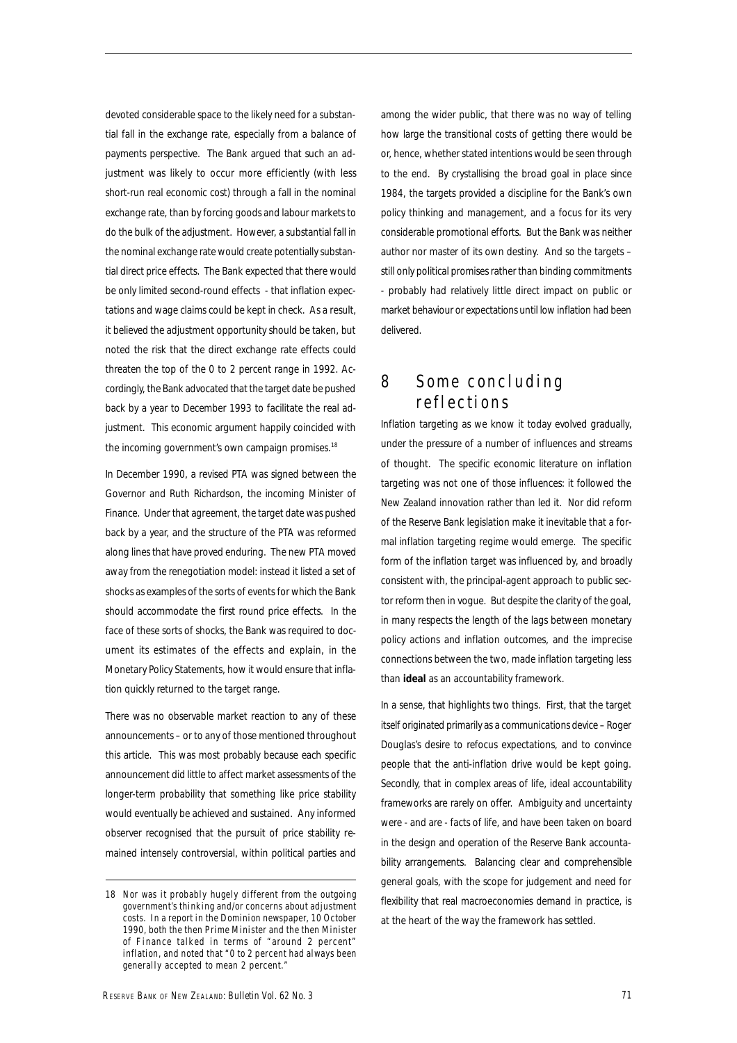devoted considerable space to the likely need for a substantial fall in the exchange rate, especially from a balance of payments perspective. The Bank argued that such an adjustment was likely to occur more efficiently (with less short-run real economic cost) through a fall in the nominal exchange rate, than by forcing goods and labour markets to do the bulk of the adjustment. However, a substantial fall in the nominal exchange rate would create potentially substantial direct price effects. The Bank expected that there would be only limited second-round effects - that inflation expectations and wage claims could be kept in check. As a result, it believed the adjustment opportunity should be taken, but noted the risk that the direct exchange rate effects could threaten the top of the 0 to 2 percent range in 1992. Accordingly, the Bank advocated that the target date be pushed back by a year to December 1993 to facilitate the real adjustment. This economic argument happily coincided with the incoming government's own campaign promises.[18]

In December 1990, a revised PTA was signed between the Governor and Ruth Richardson, the incoming Minister of Finance. Under that agreement, the target date was pushed back by a year, and the structure of the PTA was reformed along lines that have proved enduring. The new PTA moved away from the renegotiation model: instead it listed a set of shocks as examples of the sorts of events for which the Bank should accommodate the first round price effects. In the face of these sorts of shocks, the Bank was required to document its estimates of the effects and explain, in the Monetary Policy Statements, how it would ensure that inflation quickly returned to the target range.

There was no observable market reaction to any of these announcements – or to any of those mentioned throughout this article. This was most probably because each specific announcement did little to affect market assessments of the longer-term probability that something like price stability would eventually be achieved and sustained. Any informed observer recognised that the pursuit of price stability remained intensely controversial, within political parties and among the wider public, that there was no way of telling how large the transitional costs of getting there would be or, hence, whether stated intentions would be seen through to the end. By crystallising the broad goal in place since 1984, the targets provided a discipline for the Bank's own policy thinking and management, and a focus for its very considerable promotional efforts. But the Bank was neither author nor master of its own destiny. And so the targets – still only political promises rather than binding commitments - probably had relatively little direct impact on public or market behaviour or expectations until low inflation had been delivered.

## 8 Some concluding reflections

Inflation targeting as we know it today evolved gradually, under the pressure of a number of influences and streams of thought. The specific economic literature on inflation targeting was not one of those influences: it followed the New Zealand innovation rather than led it. Nor did reform of the Reserve Bank legislation make it inevitable that a formal inflation targeting regime would emerge. The specific form of the inflation target was influenced by, and broadly consistent with, the principal-agent approach to public sector reform then in vogue. But despite the clarity of the goal, in many respects the length of the lags between monetary policy actions and inflation outcomes, and the imprecise connections between the two, made inflation targeting less than **ideal** as an accountability framework.

In a sense, that highlights two things. First, that the target itself originated primarily as a communications device – Roger Douglas's desire to refocus expectations, and to convince people that the anti-inflation drive would be kept going. Secondly, that in complex areas of life, ideal accountability frameworks are rarely on offer. Ambiguity and uncertainty were - and are - facts of life, and have been taken on board in the design and operation of the Reserve Bank accountability arrangements. Balancing clear and comprehensible general goals, with the scope for judgement and need for flexibility that real macroeconomies demand in practice, is at the heart of the way the framework has settled.

---

18 Nor was it probably hugely different from the outgoing government's thinking and/or concerns about adjustment costs. In a report in the *Dominion* newspaper, 10 October 1990, both the then Prime Minister and the then Minister of Finance talked in terms of "around 2 percent" inflation, and noted that "0 to 2 percent had always been generally accepted to mean 2 percent."